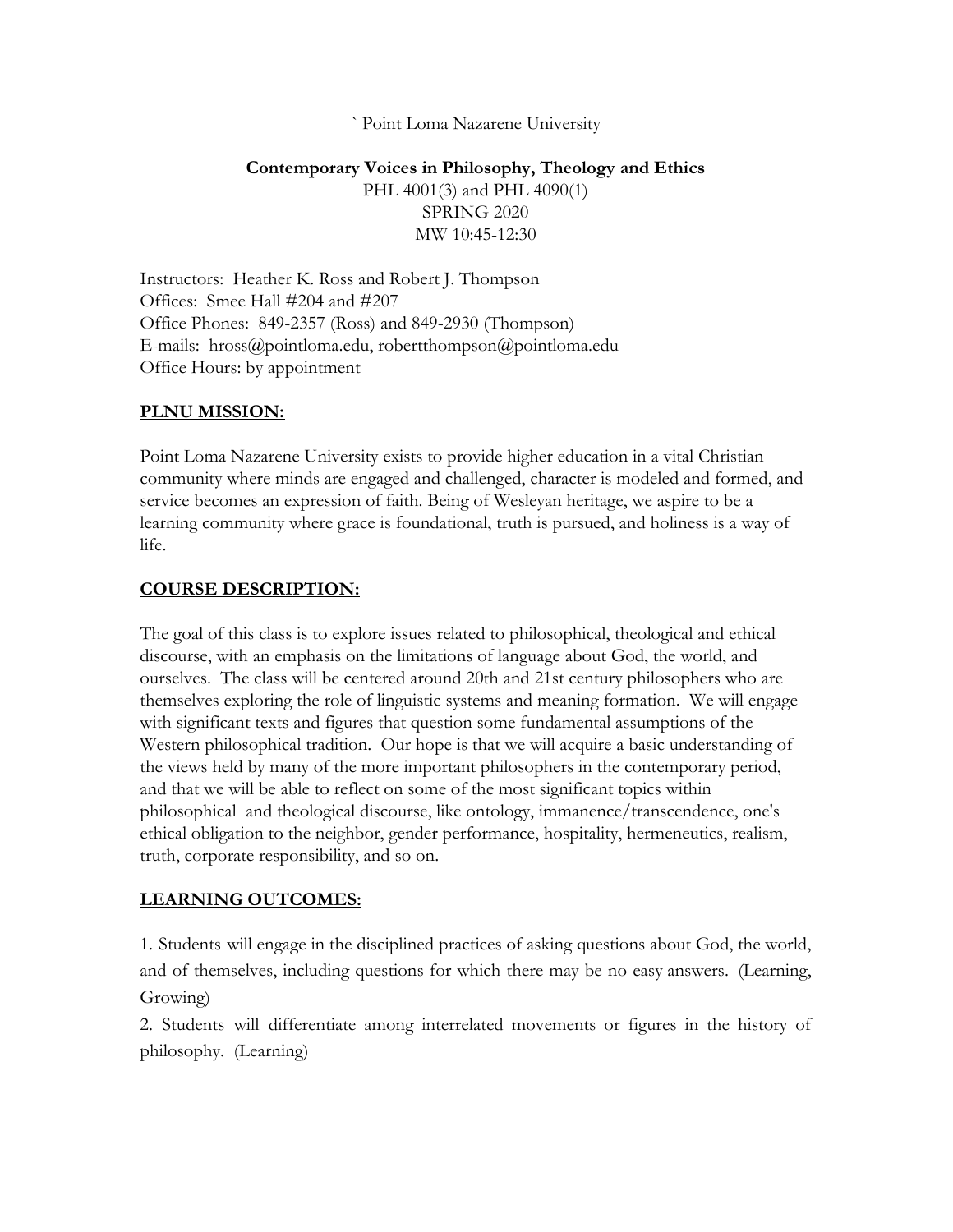` Point Loma Nazarene University

**Contemporary Voices in Philosophy, Theology and Ethics**

PHL 4001(3) and PHL 4090(1)
SPRING 2020
MW 10:45-12:30

Instructors: Heather K. Ross and Robert J. Thompson
Offices: Smee Hall #204 and #207
Office Phones: 849-2357 (Ross) and 849-2930 (Thompson)
E-mails: hross@pointloma.edu, roberttthompson@pointloma.edu
Office Hours: by appointment

## PLNU MISSION:

Point Loma Nazarene University exists to provide higher education in a vital Christian community where minds are engaged and challenged, character is modeled and formed, and service becomes an expression of faith. Being of Wesleyan heritage, we aspire to be a learning community where grace is foundational, truth is pursued, and holiness is a way of life.

## COURSE DESCRIPTION:

The goal of this class is to explore issues related to philosophical, theological and ethical discourse, with an emphasis on the limitations of language about God, the world, and ourselves. The class will be centered around 20th and 21st century philosophers who are themselves exploring the role of linguistic systems and meaning formation. We will engage with significant texts and figures that question some fundamental assumptions of the Western philosophical tradition. Our hope is that we will acquire a basic understanding of the views held by many of the more important philosophers in the contemporary period, and that we will be able to reflect on some of the most significant topics within philosophical and theological discourse, like ontology, immanence/transcendence, one's ethical obligation to the neighbor, gender performance, hospitality, hermeneutics, realism, truth, corporate responsibility, and so on.

## LEARNING OUTCOMES:

1. Students will engage in the disciplined practices of asking questions about God, the world, and of themselves, including questions for which there may be no easy answers. (Learning, Growing)
2. Students will differentiate among interrelated movements or figures in the history of philosophy. (Learning)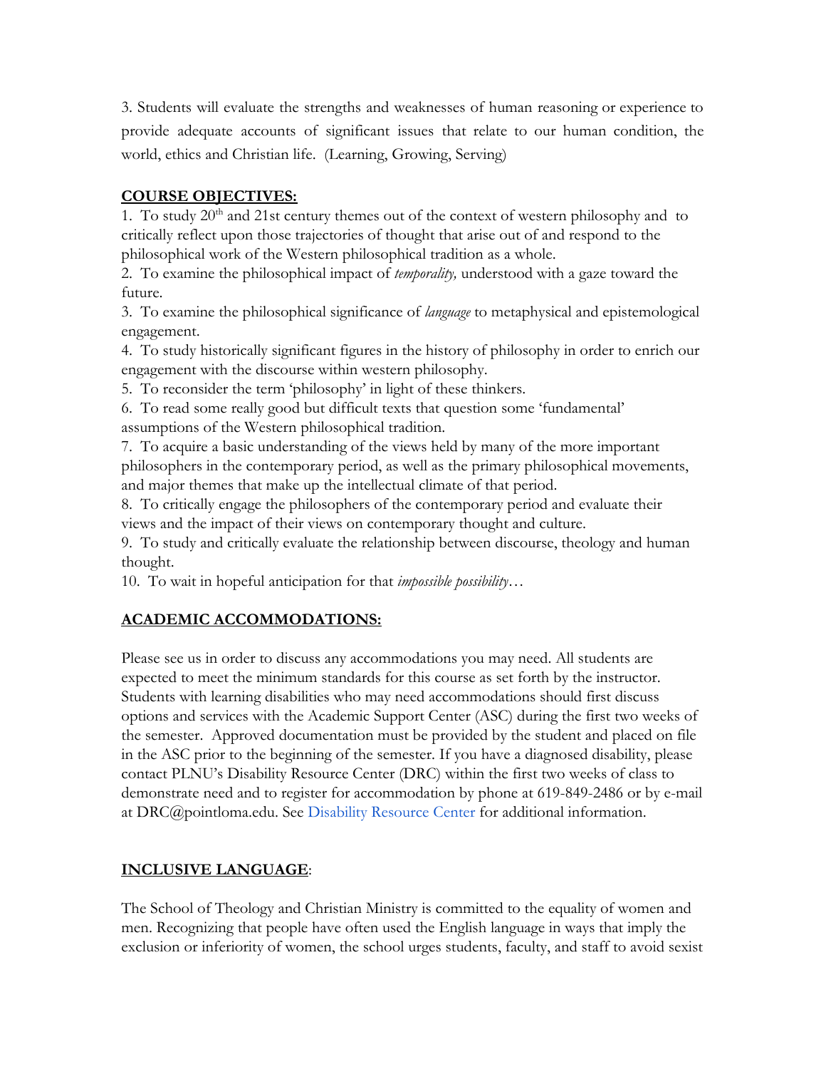3. Students will evaluate the strengths and weaknesses of human reasoning or experience to provide adequate accounts of significant issues that relate to our human condition, the world, ethics and Christian life. (Learning, Growing, Serving)

## COURSE OBJECTIVES:

1. To study 20th and 21st century themes out of the context of western philosophy and to critically reflect upon those trajectories of thought that arise out of and respond to the philosophical work of the Western philosophical tradition as a whole.
2. To examine the philosophical impact of *temporality,* understood with a gaze toward the future.
3. To examine the philosophical significance of *language* to metaphysical and epistemological engagement.
4. To study historically significant figures in the history of philosophy in order to enrich our engagement with the discourse within western philosophy.
5. To reconsider the term 'philosophy' in light of these thinkers.
6. To read some really good but difficult texts that question some 'fundamental' assumptions of the Western philosophical tradition.
7. To acquire a basic understanding of the views held by many of the more important philosophers in the contemporary period, as well as the primary philosophical movements, and major themes that make up the intellectual climate of that period.
8. To critically engage the philosophers of the contemporary period and evaluate their views and the impact of their views on contemporary thought and culture.
9. To study and critically evaluate the relationship between discourse, theology and human thought.
10. To wait in hopeful anticipation for that *impossible possibility*…

## ACADEMIC ACCOMMODATIONS:

Please see us in order to discuss any accommodations you may need. All students are expected to meet the minimum standards for this course as set forth by the instructor. Students with learning disabilities who may need accommodations should first discuss options and services with the Academic Support Center (ASC) during the first two weeks of the semester. Approved documentation must be provided by the student and placed on file in the ASC prior to the beginning of the semester. If you have a diagnosed disability, please contact PLNU's Disability Resource Center (DRC) within the first two weeks of class to demonstrate need and to register for accommodation by phone at 619-849-2486 or by e-mail at DRC@pointloma.edu. See Disability Resource Center for additional information.

## INCLUSIVE LANGUAGE:

The School of Theology and Christian Ministry is committed to the equality of women and men. Recognizing that people have often used the English language in ways that imply the exclusion or inferiority of women, the school urges students, faculty, and staff to avoid sexist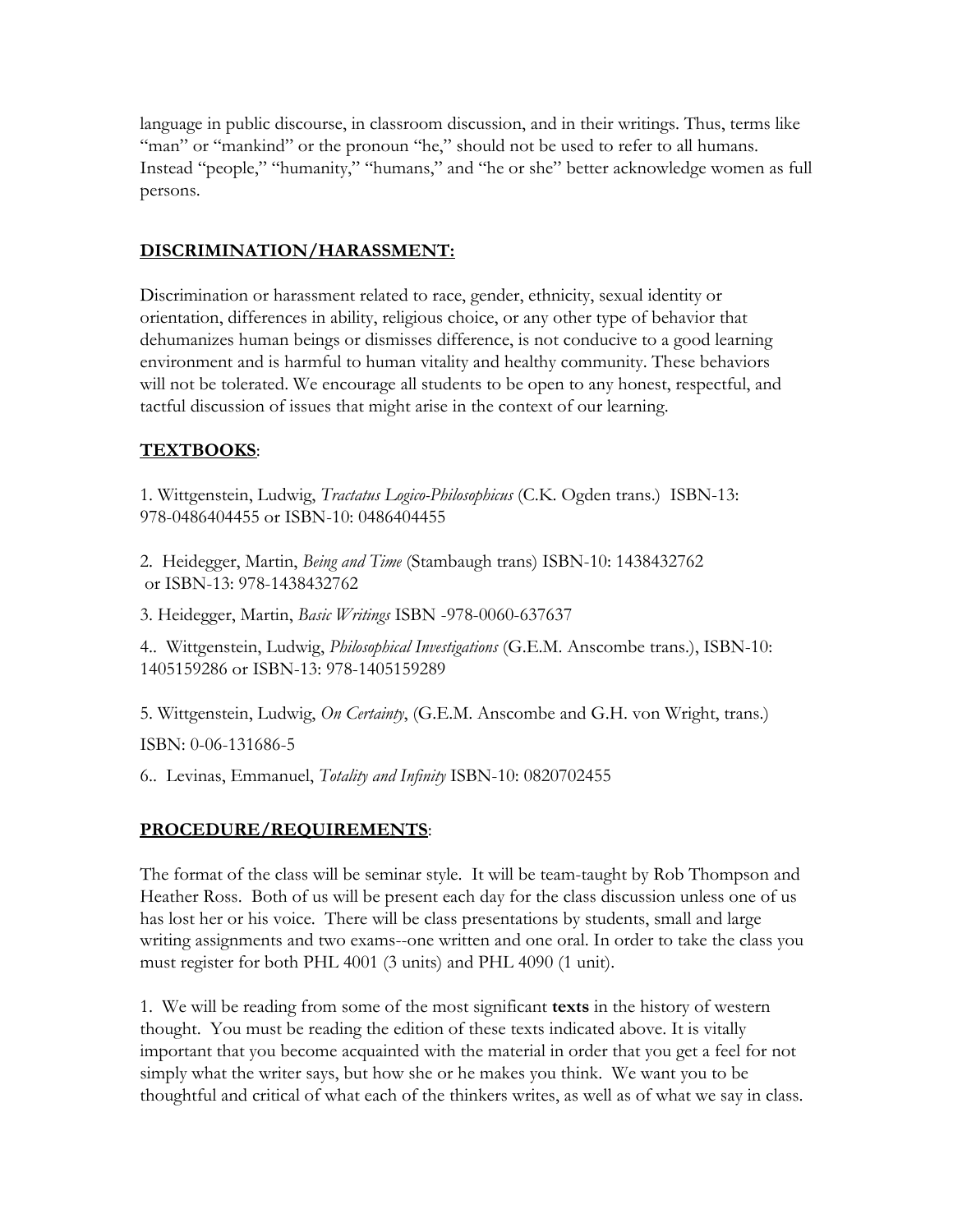language in public discourse, in classroom discussion, and in their writings. Thus, terms like "man" or "mankind" or the pronoun "he," should not be used to refer to all humans. Instead "people," "humanity," "humans," and "he or she" better acknowledge women as full persons.

## DISCRIMINATION/HARASSMENT:

Discrimination or harassment related to race, gender, ethnicity, sexual identity or orientation, differences in ability, religious choice, or any other type of behavior that dehumanizes human beings or dismisses difference, is not conducive to a good learning environment and is harmful to human vitality and healthy community. These behaviors will not be tolerated. We encourage all students to be open to any honest, respectful, and tactful discussion of issues that might arise in the context of our learning.

## TEXTBOOKS:

1. Wittgenstein, Ludwig, *Tractatus Logico-Philosophicus* (C.K. Ogden trans.) ISBN-13: 978-0486404455 or ISBN-10: 0486404455

2. Heidegger, Martin, *Being and Time* (Stambaugh trans) ISBN-10: 1438432762 or ISBN-13: 978-1438432762

3. Heidegger, Martin, *Basic Writings* ISBN -978-0060-637637

4.. Wittgenstein, Ludwig, *Philosophical Investigations* (G.E.M. Anscombe trans.), ISBN-10: 1405159286 or ISBN-13: 978-1405159289

5. Wittgenstein, Ludwig, *On Certainty*, (G.E.M. Anscombe and G.H. von Wright, trans.)

ISBN: 0-06-131686-5

6.. Levinas, Emmanuel, *Totality and Infinity* ISBN-10: 0820702455

## PROCEDURE/REQUIREMENTS:

The format of the class will be seminar style. It will be team-taught by Rob Thompson and Heather Ross. Both of us will be present each day for the class discussion unless one of us has lost her or his voice. There will be class presentations by students, small and large writing assignments and two exams--one written and one oral. In order to take the class you must register for both PHL 4001 (3 units) and PHL 4090 (1 unit).

1. We will be reading from some of the most significant **texts** in the history of western thought. You must be reading the edition of these texts indicated above. It is vitally important that you become acquainted with the material in order that you get a feel for not simply what the writer says, but how she or he makes you think. We want you to be thoughtful and critical of what each of the thinkers writes, as well as of what we say in class.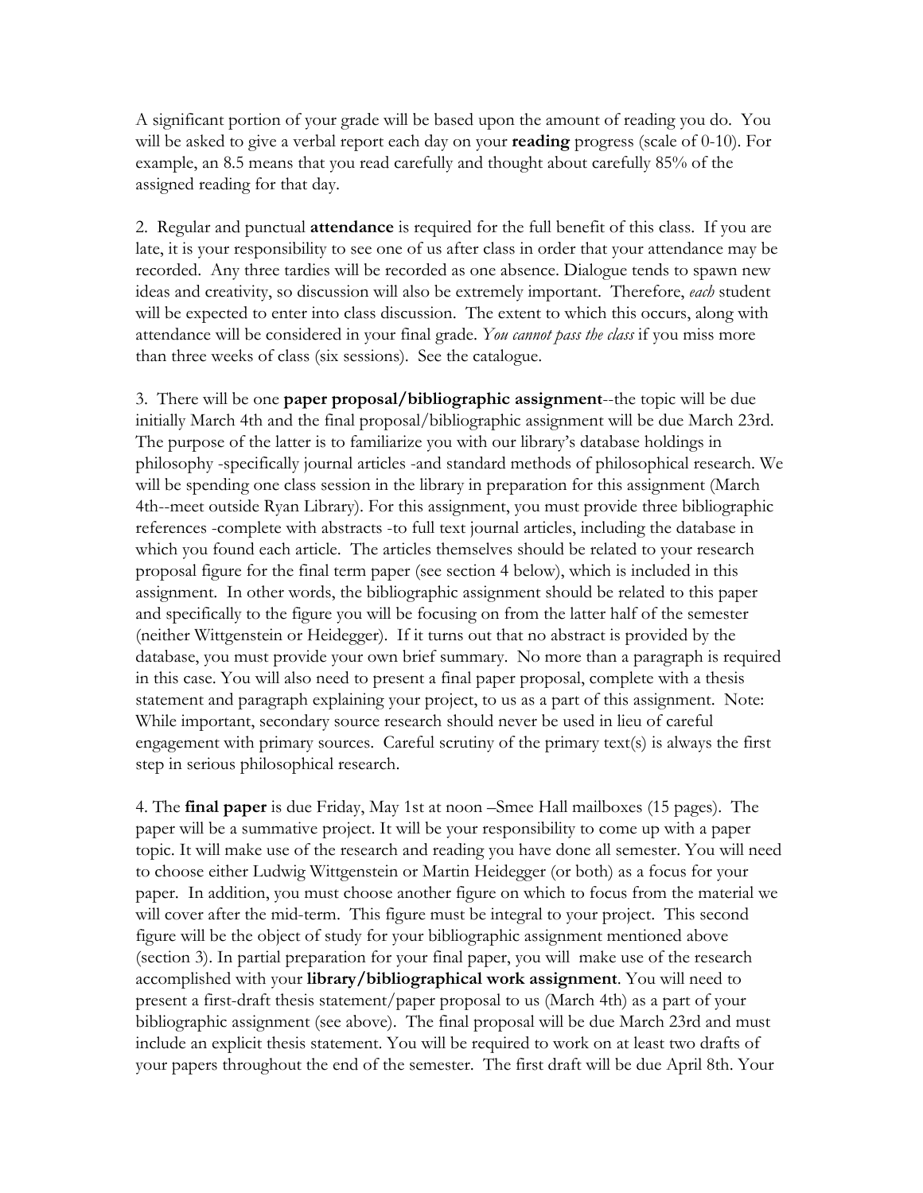A significant portion of your grade will be based upon the amount of reading you do. You will be asked to give a verbal report each day on your **reading** progress (scale of 0-10). For example, an 8.5 means that you read carefully and thought about carefully 85% of the assigned reading for that day.

2. Regular and punctual **attendance** is required for the full benefit of this class. If you are late, it is your responsibility to see one of us after class in order that your attendance may be recorded. Any three tardies will be recorded as one absence. Dialogue tends to spawn new ideas and creativity, so discussion will also be extremely important. Therefore, *each* student will be expected to enter into class discussion. The extent to which this occurs, along with attendance will be considered in your final grade. *You cannot pass the class* if you miss more than three weeks of class (six sessions). See the catalogue.

3. There will be one **paper proposal/bibliographic assignment**--the topic will be due initially March 4th and the final proposal/bibliographic assignment will be due March 23rd. The purpose of the latter is to familiarize you with our library's database holdings in philosophy -specifically journal articles -and standard methods of philosophical research. We will be spending one class session in the library in preparation for this assignment (March 4th--meet outside Ryan Library). For this assignment, you must provide three bibliographic references -complete with abstracts -to full text journal articles, including the database in which you found each article. The articles themselves should be related to your research proposal figure for the final term paper (see section 4 below), which is included in this assignment. In other words, the bibliographic assignment should be related to this paper and specifically to the figure you will be focusing on from the latter half of the semester (neither Wittgenstein or Heidegger). If it turns out that no abstract is provided by the database, you must provide your own brief summary. No more than a paragraph is required in this case. You will also need to present a final paper proposal, complete with a thesis statement and paragraph explaining your project, to us as a part of this assignment. Note: While important, secondary source research should never be used in lieu of careful engagement with primary sources. Careful scrutiny of the primary text(s) is always the first step in serious philosophical research.

4. The **final paper** is due Friday, May 1st at noon –Smee Hall mailboxes (15 pages). The paper will be a summative project. It will be your responsibility to come up with a paper topic. It will make use of the research and reading you have done all semester. You will need to choose either Ludwig Wittgenstein or Martin Heidegger (or both) as a focus for your paper. In addition, you must choose another figure on which to focus from the material we will cover after the mid-term. This figure must be integral to your project. This second figure will be the object of study for your bibliographic assignment mentioned above (section 3). In partial preparation for your final paper, you will make use of the research accomplished with your **library/bibliographical work assignment**. You will need to present a first-draft thesis statement/paper proposal to us (March 4th) as a part of your bibliographic assignment (see above). The final proposal will be due March 23rd and must include an explicit thesis statement. You will be required to work on at least two drafts of your papers throughout the end of the semester. The first draft will be due April 8th. Your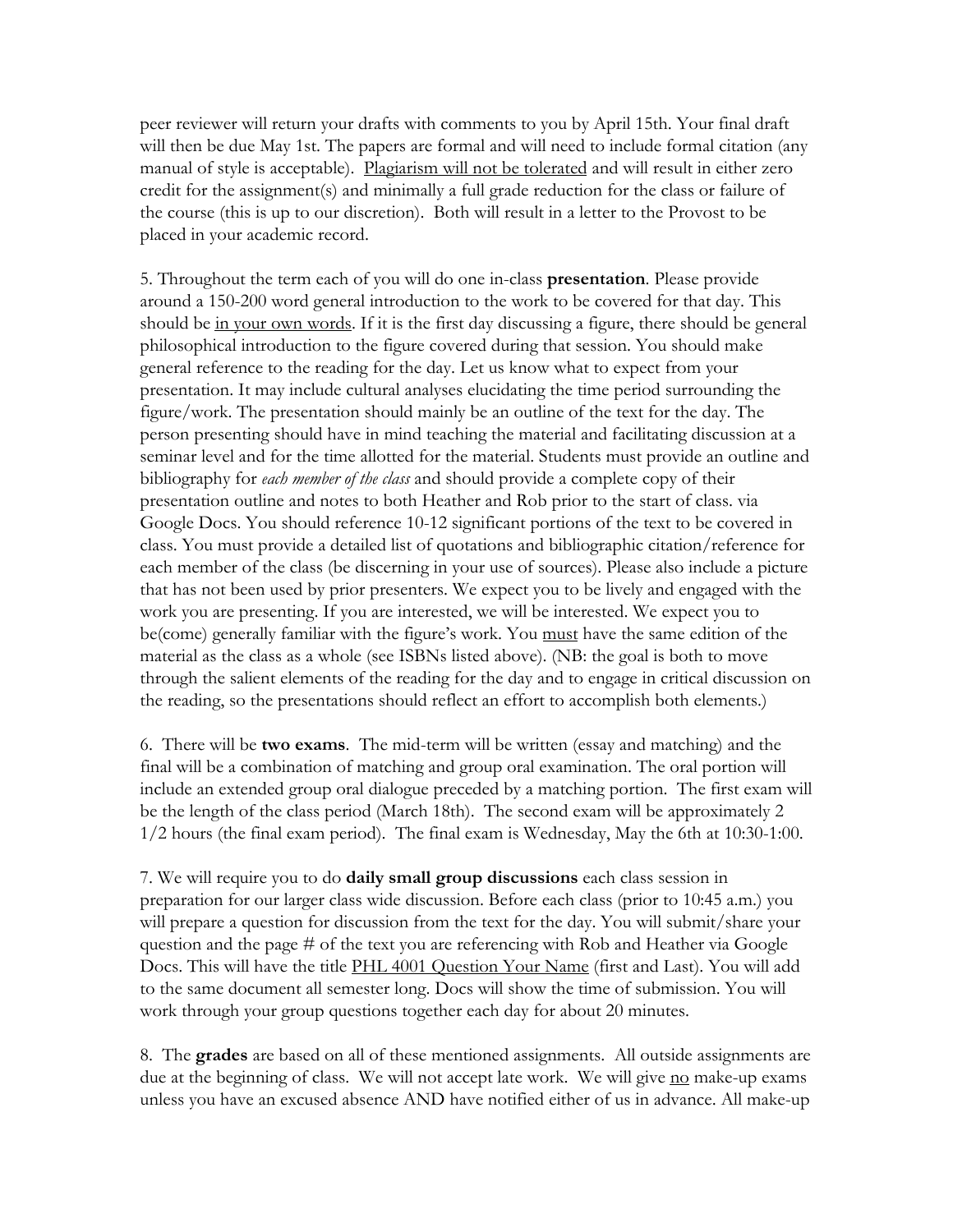peer reviewer will return your drafts with comments to you by April 15th. Your final draft will then be due May 1st. The papers are formal and will need to include formal citation (any manual of style is acceptable). <u>Plagiarism will not be tolerated</u> and will result in either zero credit for the assignment(s) and minimally a full grade reduction for the class or failure of the course (this is up to our discretion). Both will result in a letter to the Provost to be placed in your academic record.

5. Throughout the term each of you will do one in-class **presentation**. Please provide around a 150-200 word general introduction to the work to be covered for that day. This should be <u>in your own words</u>. If it is the first day discussing a figure, there should be general philosophical introduction to the figure covered during that session. You should make general reference to the reading for the day. Let us know what to expect from your presentation. It may include cultural analyses elucidating the time period surrounding the figure/work. The presentation should mainly be an outline of the text for the day. The person presenting should have in mind teaching the material and facilitating discussion at a seminar level and for the time allotted for the material. Students must provide an outline and bibliography for *each member of the class* and should provide a complete copy of their presentation outline and notes to both Heather and Rob prior to the start of class. via Google Docs. You should reference 10-12 significant portions of the text to be covered in class. You must provide a detailed list of quotations and bibliographic citation/reference for each member of the class (be discerning in your use of sources). Please also include a picture that has not been used by prior presenters. We expect you to be lively and engaged with the work you are presenting. If you are interested, we will be interested. We expect you to be(come) generally familiar with the figure's work. You <u>must</u> have the same edition of the material as the class as a whole (see ISBNs listed above). (NB: the goal is both to move through the salient elements of the reading for the day and to engage in critical discussion on the reading, so the presentations should reflect an effort to accomplish both elements.)

6. There will be **two exams**. The mid-term will be written (essay and matching) and the final will be a combination of matching and group oral examination. The oral portion will include an extended group oral dialogue preceded by a matching portion. The first exam will be the length of the class period (March 18th). The second exam will be approximately 2 1/2 hours (the final exam period). The final exam is Wednesday, May the 6th at 10:30-1:00.

7. We will require you to do **daily small group discussions** each class session in preparation for our larger class wide discussion. Before each class (prior to 10:45 a.m.) you will prepare a question for discussion from the text for the day. You will submit/share your question and the page # of the text you are referencing with Rob and Heather via Google Docs. This will have the title <u>PHL 4001 Question Your Name</u> (first and Last). You will add to the same document all semester long. Docs will show the time of submission. You will work through your group questions together each day for about 20 minutes.

8. The **grades** are based on all of these mentioned assignments. All outside assignments are due at the beginning of class. We will not accept late work. We will give <u>no</u> make-up exams unless you have an excused absence AND have notified either of us in advance. All make-up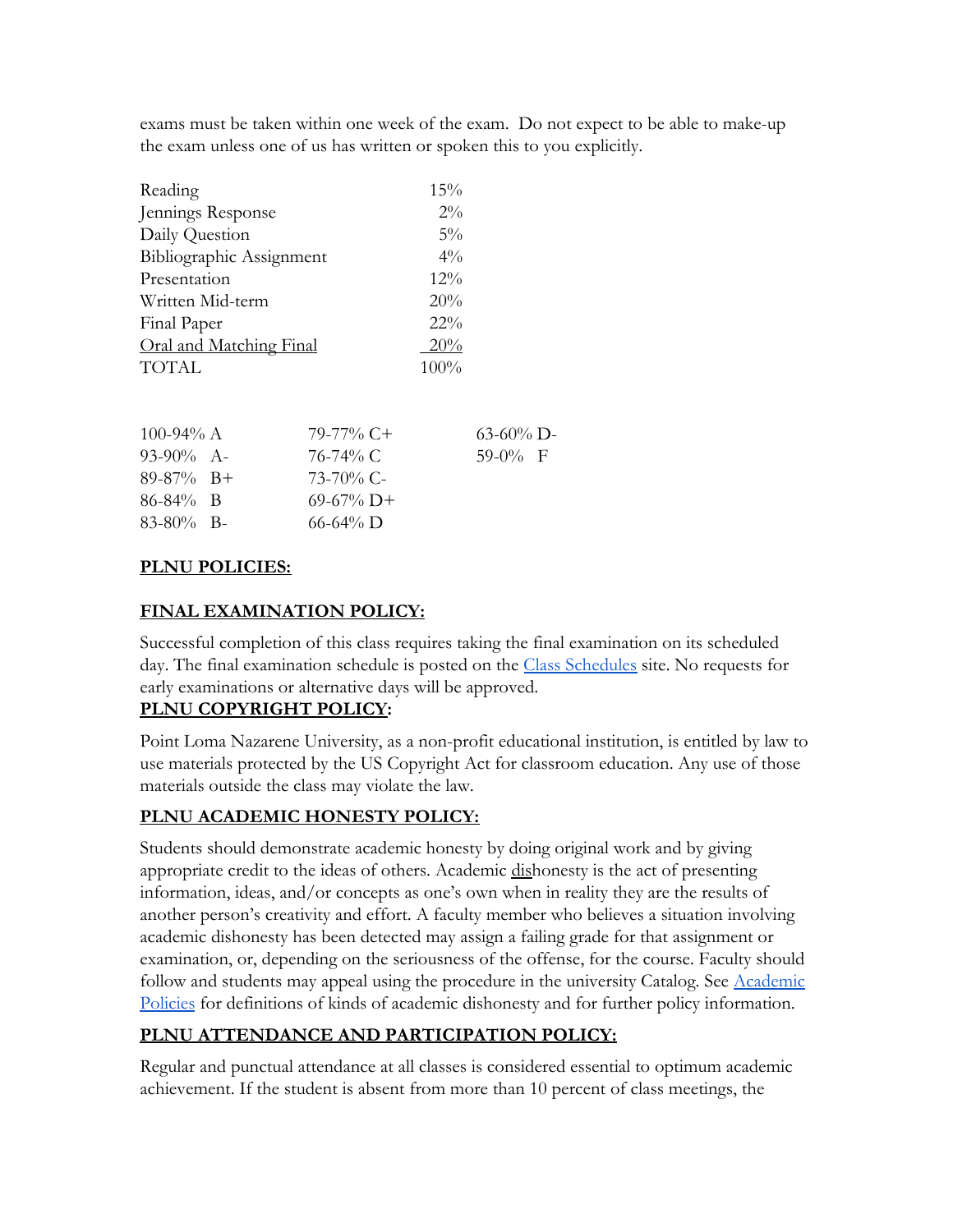exams must be taken within one week of the exam. Do not expect to be able to make-up the exam unless one of us has written or spoken this to you explicitly.

| | |
|---|---|
| Reading | 15% |
| Jennings Response | 2% |
| Daily Question | 5% |
| Bibliographic Assignment | 4% |
| Presentation | 12% |
| Written Mid-term | 20% |
| Final Paper | 22% |
| Oral and Matching Final | 20% |
| TOTAL | 100% |

| | | |
|---|---|---|
| 100-94% A | 79-77% C+ | 63-60% D- |
| 93-90% A- | 76-74% C | 59-0% F |
| 89-87% B+ | 73-70% C- | |
| 86-84% B | 69-67% D+ | |
| 83-80% B- | 66-64% D | |

**PLNU POLICIES:**

**FINAL EXAMINATION POLICY:**

Successful completion of this class requires taking the final examination on its scheduled day. The final examination schedule is posted on the Class Schedules site. No requests for early examinations or alternative days will be approved.

**PLNU COPYRIGHT POLICY:**

Point Loma Nazarene University, as a non-profit educational institution, is entitled by law to use materials protected by the US Copyright Act for classroom education. Any use of those materials outside the class may violate the law.

**PLNU ACADEMIC HONESTY POLICY:**

Students should demonstrate academic honesty by doing original work and by giving appropriate credit to the ideas of others. Academic dishonesty is the act of presenting information, ideas, and/or concepts as one's own when in reality they are the results of another person's creativity and effort. A faculty member who believes a situation involving academic dishonesty has been detected may assign a failing grade for that assignment or examination, or, depending on the seriousness of the offense, for the course. Faculty should follow and students may appeal using the procedure in the university Catalog. See Academic Policies for definitions of kinds of academic dishonesty and for further policy information.

**PLNU ATTENDANCE AND PARTICIPATION POLICY:**

Regular and punctual attendance at all classes is considered essential to optimum academic achievement. If the student is absent from more than 10 percent of class meetings, the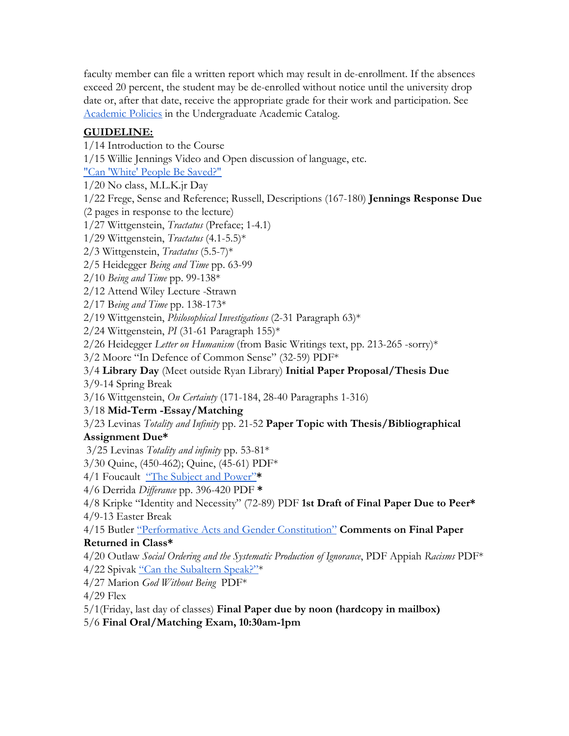faculty member can file a written report which may result in de-enrollment. If the absences exceed 20 percent, the student may be de-enrolled without notice until the university drop date or, after that date, receive the appropriate grade for their work and participation. See Academic Policies in the Undergraduate Academic Catalog.

**GUIDELINE:**

1/14 Introduction to the Course
1/15 Willie Jennings Video and Open discussion of language, etc.
"Can 'White' People Be Saved?"
1/20 No class, M.L.K.jr Day
1/22 Frege, Sense and Reference; Russell, Descriptions (167-180) **Jennings Response Due** (2 pages in response to the lecture)
1/27 Wittgenstein, *Tractatus* (Preface; 1-4.1)
1/29 Wittgenstein, *Tractatus* (4.1-5.5)*
2/3 Wittgenstein, *Tractatus* (5.5-7)*
2/5 Heidegger *Being and Time* pp. 63-99
2/10 *Being and Time* pp. 99-138*
2/12 Attend Wiley Lecture -Strawn
2/17 B*eing and Time* pp. 138-173*
2/19 Wittgenstein, *Philosophical Investigations* (2-31 Paragraph 63)*
2/24 Wittgenstein, *PI* (31-61 Paragraph 155)*
2/26 Heidegger *Letter on Humanism* (from Basic Writings text, pp. 213-265 -sorry)*
3/2 Moore "In Defence of Common Sense" (32-59) PDF*
3/4 **Library Day** (Meet outside Ryan Library) **Initial Paper Proposal/Thesis Due**
3/9-14 Spring Break
3/16 Wittgenstein, *On Certainty* (171-184, 28-40 Paragraphs 1-316)
3/18 **Mid-Term -Essay/Matching**
3/23 Levinas *Totality and Infinity* pp. 21-52 **Paper Topic with Thesis/Bibliographical Assignment Due***
3/25 Levinas *Totality and infinity* pp. 53-81*
3/30 Quine, (450-462); Quine, (45-61) PDF*
4/1 Foucault "The Subject and Power"**\***
4/6 Derrida *Differance* pp. 396-420 PDF **\***
4/8 Kripke "Identity and Necessity" (72-89) PDF **1st Draft of Final Paper Due to Peer***
4/9-13 Easter Break
4/15 Butler "Performative Acts and Gender Constitution" **Comments on Final Paper Returned in Class***
4/20 Outlaw *Social Ordering and the Systematic Production of Ignorance*, PDF Appiah *Racisms* PDF*
4/22 Spivak "Can the Subaltern Speak?"*
4/27 Marion *God Without Being* PDF*
4/29 Flex
5/1(Friday, last day of classes) **Final Paper due by noon (hardcopy in mailbox)**
5/6 **Final Oral/Matching Exam, 10:30am-1pm**